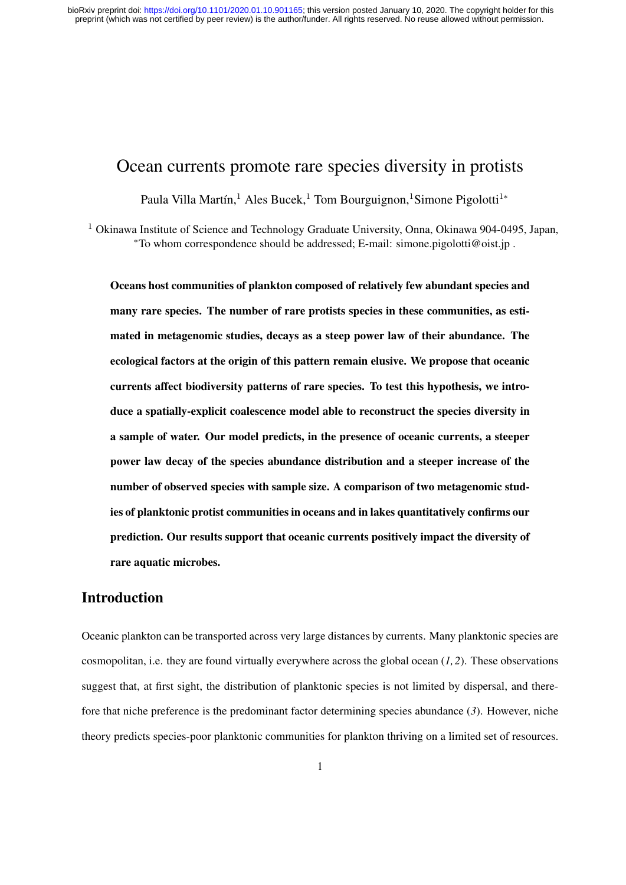# Ocean currents promote rare species diversity in protists

Paula Villa Martín,[1] Ales Bucek,[1] Tom Bourguignon,[1] Simone Pigolotti[1*]

[1] Okinawa Institute of Science and Technology Graduate University, Onna, Okinawa 904-0495, Japan,
[*]To whom correspondence should be addressed; E-mail: simone.pigolotti@oist.jp .

**Oceans host communities of plankton composed of relatively few abundant species and many rare species. The number of rare protists species in these communities, as estimated in metagenomic studies, decays as a steep power law of their abundance. The ecological factors at the origin of this pattern remain elusive. We propose that oceanic currents affect biodiversity patterns of rare species. To test this hypothesis, we introduce a spatially-explicit coalescence model able to reconstruct the species diversity in a sample of water. Our model predicts, in the presence of oceanic currents, a steeper power law decay of the species abundance distribution and a steeper increase of the number of observed species with sample size. A comparison of two metagenomic studies of planktonic protist communities in oceans and in lakes quantitatively confirms our prediction. Our results support that oceanic currents positively impact the diversity of rare aquatic microbes.**

## Introduction

Oceanic plankton can be transported across very large distances by currents. Many planktonic species are cosmopolitan, i.e. they are found virtually everywhere across the global ocean (*1, 2*). These observations suggest that, at first sight, the distribution of planktonic species is not limited by dispersal, and therefore that niche preference is the predominant factor determining species abundance (*3*). However, niche theory predicts species-poor planktonic communities for plankton thriving on a limited set of resources.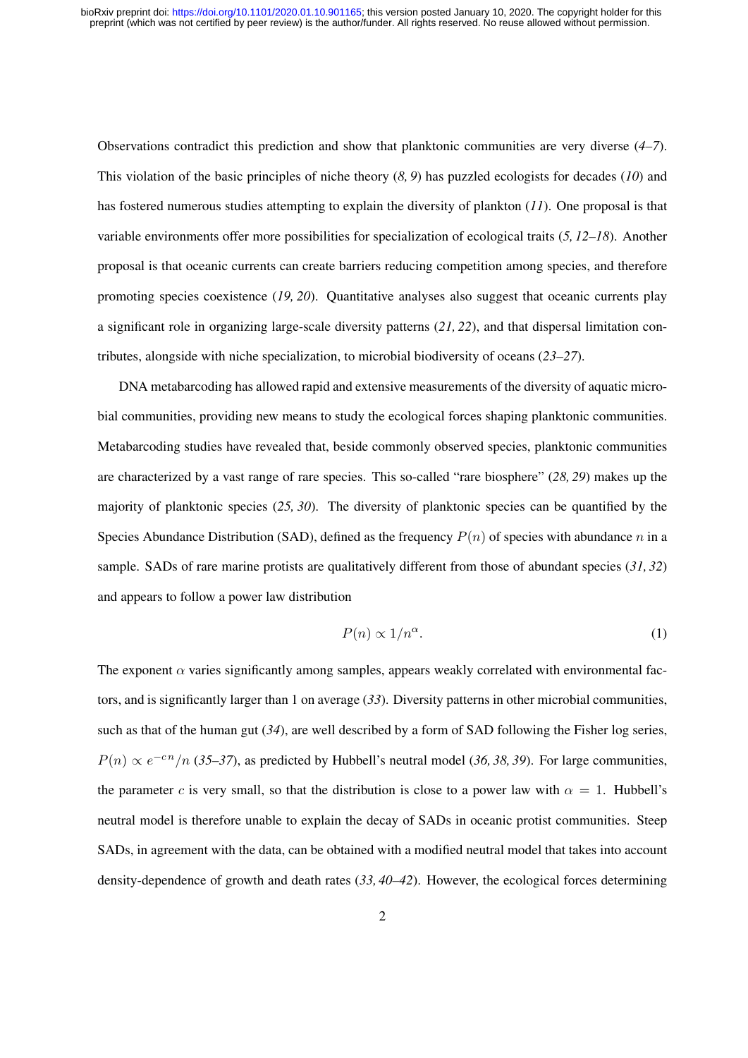Observations contradict this prediction and show that planktonic communities are very diverse (*4–7*). This violation of the basic principles of niche theory (*8, 9*) has puzzled ecologists for decades (*10*) and has fostered numerous studies attempting to explain the diversity of plankton (*11*). One proposal is that variable environments offer more possibilities for specialization of ecological traits (*5, 12–18*). Another proposal is that oceanic currents can create barriers reducing competition among species, and therefore promoting species coexistence (*19, 20*). Quantitative analyses also suggest that oceanic currents play a significant role in organizing large-scale diversity patterns (*21, 22*), and that dispersal limitation contributes, alongside with niche specialization, to microbial biodiversity of oceans (*23–27*).

DNA metabarcoding has allowed rapid and extensive measurements of the diversity of aquatic microbial communities, providing new means to study the ecological forces shaping planktonic communities. Metabarcoding studies have revealed that, beside commonly observed species, planktonic communities are characterized by a vast range of rare species. This so-called "rare biosphere" (*28, 29*) makes up the majority of planktonic species (*25, 30*). The diversity of planktonic species can be quantified by the Species Abundance Distribution (SAD), defined as the frequency $P(n)$ of species with abundance $n$ in a sample. SADs of rare marine protists are qualitatively different from those of abundant species (*31, 32*) and appears to follow a power law distribution

$$P(n) \propto 1/n^{\alpha}. \tag{1}$$

The exponent $\alpha$ varies significantly among samples, appears weakly correlated with environmental factors, and is significantly larger than 1 on average (*33*). Diversity patterns in other microbial communities, such as that of the human gut (*34*), are well described by a form of SAD following the Fisher log series, $P(n) \propto e^{-cn}/n$ (*35–37*), as predicted by Hubbell's neutral model (*36, 38, 39*). For large communities, the parameter $c$ is very small, so that the distribution is close to a power law with $\alpha = 1$. Hubbell's neutral model is therefore unable to explain the decay of SADs in oceanic protist communities. Steep SADs, in agreement with the data, can be obtained with a modified neutral model that takes into account density-dependence of growth and death rates (*33, 40–42*). However, the ecological forces determining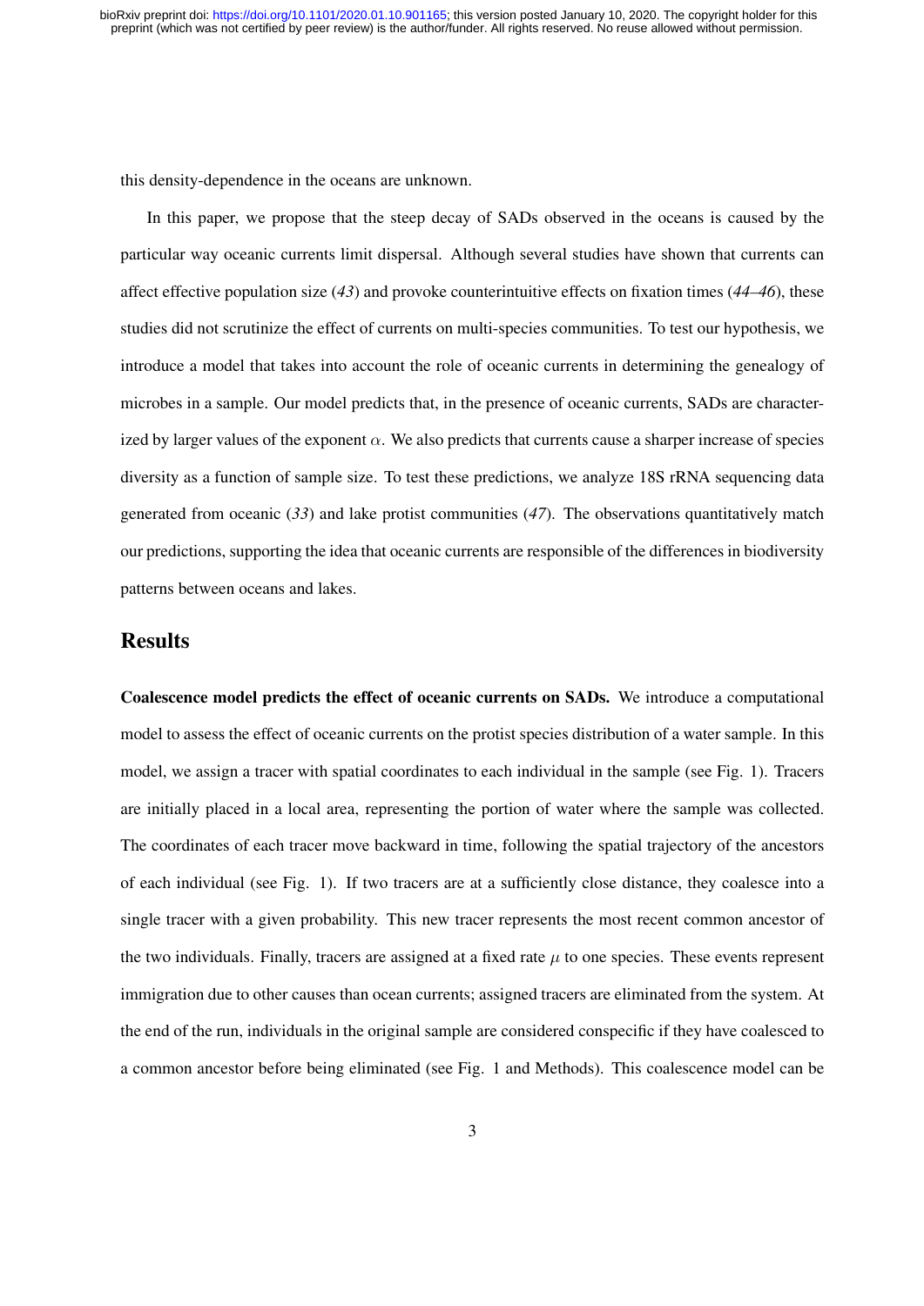this density-dependence in the oceans are unknown.

In this paper, we propose that the steep decay of SADs observed in the oceans is caused by the particular way oceanic currents limit dispersal. Although several studies have shown that currents can affect effective population size (*43*) and provoke counterintuitive effects on fixation times (*44–46*), these studies did not scrutinize the effect of currents on multi-species communities. To test our hypothesis, we introduce a model that takes into account the role of oceanic currents in determining the genealogy of microbes in a sample. Our model predicts that, in the presence of oceanic currents, SADs are characterized by larger values of the exponent $\alpha$. We also predicts that currents cause a sharper increase of species diversity as a function of sample size. To test these predictions, we analyze 18S rRNA sequencing data generated from oceanic (*33*) and lake protist communities (*47*). The observations quantitatively match our predictions, supporting the idea that oceanic currents are responsible of the differences in biodiversity patterns between oceans and lakes.

## Results

**Coalescence model predicts the effect of oceanic currents on SADs.** We introduce a computational model to assess the effect of oceanic currents on the protist species distribution of a water sample. In this model, we assign a tracer with spatial coordinates to each individual in the sample (see Fig. 1). Tracers are initially placed in a local area, representing the portion of water where the sample was collected. The coordinates of each tracer move backward in time, following the spatial trajectory of the ancestors of each individual (see Fig. 1). If two tracers are at a sufficiently close distance, they coalesce into a single tracer with a given probability. This new tracer represents the most recent common ancestor of the two individuals. Finally, tracers are assigned at a fixed rate $\mu$ to one species. These events represent immigration due to other causes than ocean currents; assigned tracers are eliminated from the system. At the end of the run, individuals in the original sample are considered conspecific if they have coalesced to a common ancestor before being eliminated (see Fig. 1 and Methods). This coalescence model can be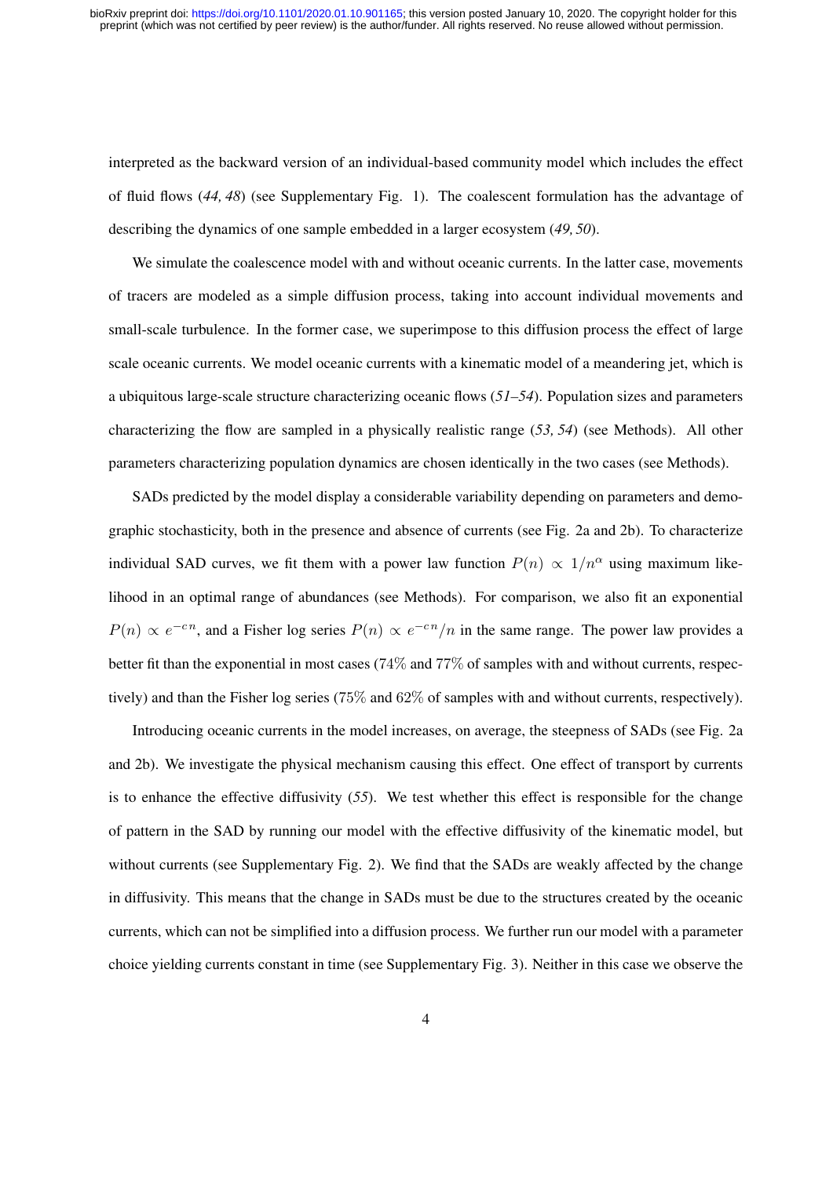interpreted as the backward version of an individual-based community model which includes the effect of fluid flows (*44, 48*) (see Supplementary Fig. 1). The coalescent formulation has the advantage of describing the dynamics of one sample embedded in a larger ecosystem (*49, 50*).

We simulate the coalescence model with and without oceanic currents. In the latter case, movements of tracers are modeled as a simple diffusion process, taking into account individual movements and small-scale turbulence. In the former case, we superimpose to this diffusion process the effect of large scale oceanic currents. We model oceanic currents with a kinematic model of a meandering jet, which is a ubiquitous large-scale structure characterizing oceanic flows (*51–54*). Population sizes and parameters characterizing the flow are sampled in a physically realistic range (*53, 54*) (see Methods). All other parameters characterizing population dynamics are chosen identically in the two cases (see Methods).

SADs predicted by the model display a considerable variability depending on parameters and demographic stochasticity, both in the presence and absence of currents (see Fig. 2a and 2b). To characterize individual SAD curves, we fit them with a power law function $P(n) \propto 1/n^{\alpha}$ using maximum likelihood in an optimal range of abundances (see Methods). For comparison, we also fit an exponential $P(n) \propto e^{-cn}$, and a Fisher log series $P(n) \propto e^{-cn}/n$ in the same range. The power law provides a better fit than the exponential in most cases ($74\%$ and $77\%$ of samples with and without currents, respectively) and than the Fisher log series ($75\%$ and $62\%$ of samples with and without currents, respectively).

Introducing oceanic currents in the model increases, on average, the steepness of SADs (see Fig. 2a and 2b). We investigate the physical mechanism causing this effect. One effect of transport by currents is to enhance the effective diffusivity (*55*). We test whether this effect is responsible for the change of pattern in the SAD by running our model with the effective diffusivity of the kinematic model, but without currents (see Supplementary Fig. 2). We find that the SADs are weakly affected by the change in diffusivity. This means that the change in SADs must be due to the structures created by the oceanic currents, which can not be simplified into a diffusion process. We further run our model with a parameter choice yielding currents constant in time (see Supplementary Fig. 3). Neither in this case we observe the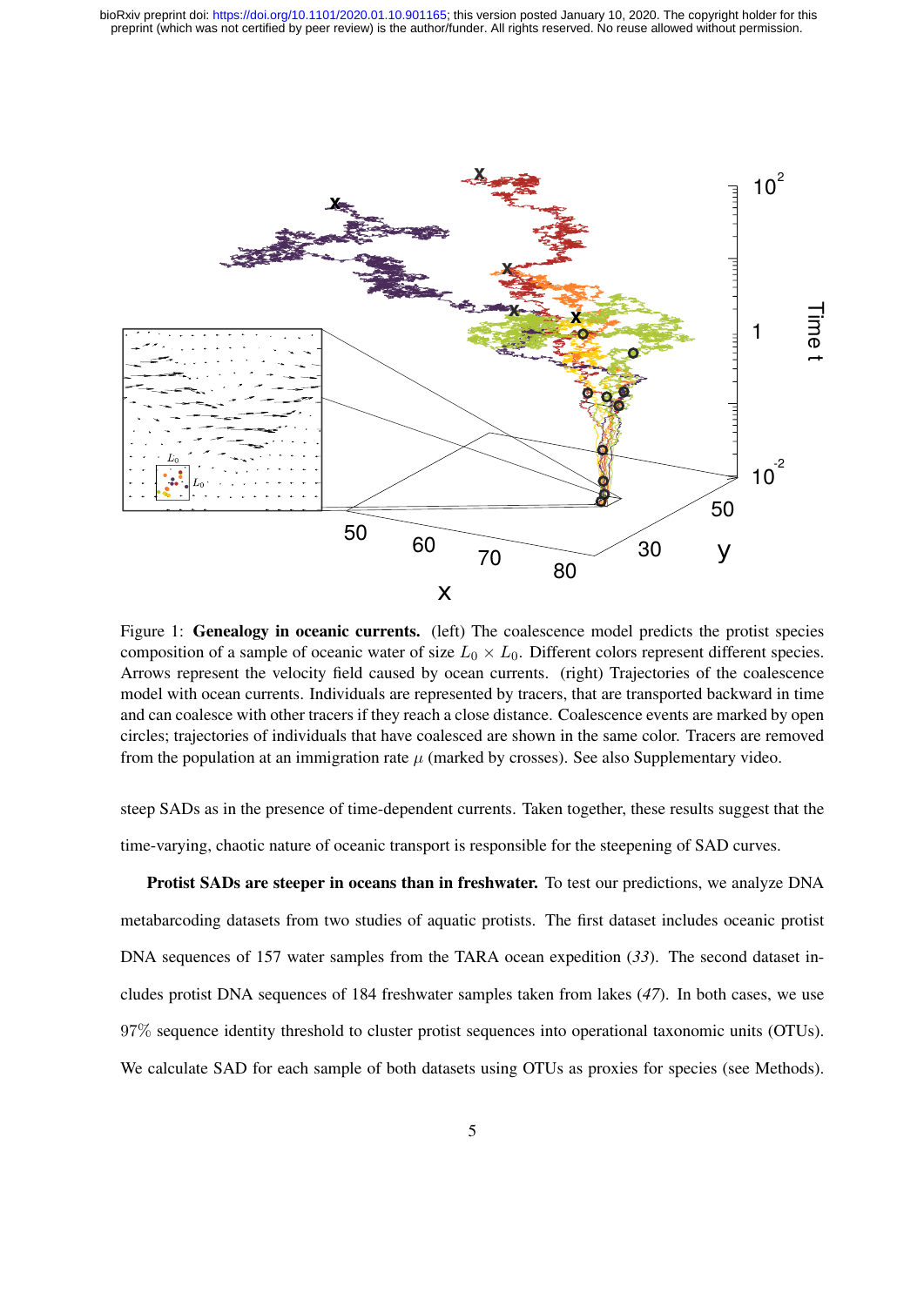Figure 1: **Genealogy in oceanic currents.** (left) The coalescence model predicts the protist species composition of a sample of oceanic water of size $L_0 \times L_0$. Different colors represent different species. Arrows represent the velocity field caused by ocean currents. (right) Trajectories of the coalescence model with ocean currents. Individuals are represented by tracers, that are transported backward in time and can coalesce with other tracers if they reach a close distance. Coalescence events are marked by open circles; trajectories of individuals that have coalesced are shown in the same color. Tracers are removed from the population at an immigration rate $\mu$ (marked by crosses). See also Supplementary video.

steep SADs as in the presence of time-dependent currents. Taken together, these results suggest that the time-varying, chaotic nature of oceanic transport is responsible for the steepening of SAD curves.

**Protist SADs are steeper in oceans than in freshwater.** To test our predictions, we analyze DNA metabarcoding datasets from two studies of aquatic protists. The first dataset includes oceanic protist DNA sequences of 157 water samples from the TARA ocean expedition (*33*). The second dataset includes protist DNA sequences of 184 freshwater samples taken from lakes (*47*). In both cases, we use 97% sequence identity threshold to cluster protist sequences into operational taxonomic units (OTUs). We calculate SAD for each sample of both datasets using OTUs as proxies for species (see Methods).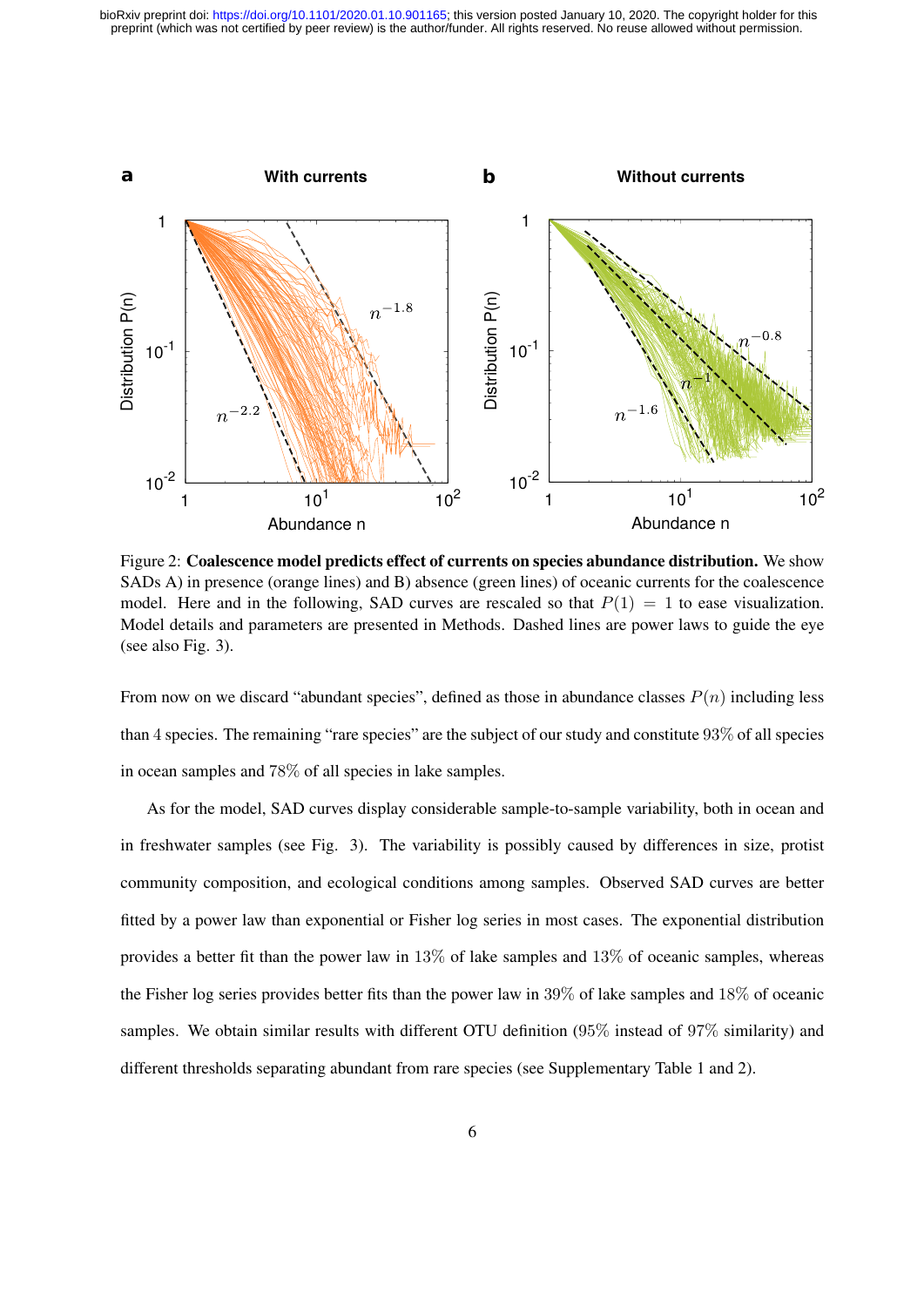Figure 2: **Coalescence model predicts effect of currents on species abundance distribution.** We show SADs A) in presence (orange lines) and B) absence (green lines) of oceanic currents for the coalescence model. Here and in the following, SAD curves are rescaled so that $P(1) = 1$ to ease visualization. Model details and parameters are presented in Methods. Dashed lines are power laws to guide the eye (see also Fig. 3).

From now on we discard "abundant species", defined as those in abundance classes $P(n)$ including less than 4 species. The remaining "rare species" are the subject of our study and constitute 93% of all species in ocean samples and 78% of all species in lake samples.

As for the model, SAD curves display considerable sample-to-sample variability, both in ocean and in freshwater samples (see Fig. 3). The variability is possibly caused by differences in size, protist community composition, and ecological conditions among samples. Observed SAD curves are better fitted by a power law than exponential or Fisher log series in most cases. The exponential distribution provides a better fit than the power law in 13% of lake samples and 13% of oceanic samples, whereas the Fisher log series provides better fits than the power law in 39% of lake samples and 18% of oceanic samples. We obtain similar results with different OTU definition (95% instead of 97% similarity) and different thresholds separating abundant from rare species (see Supplementary Table 1 and 2).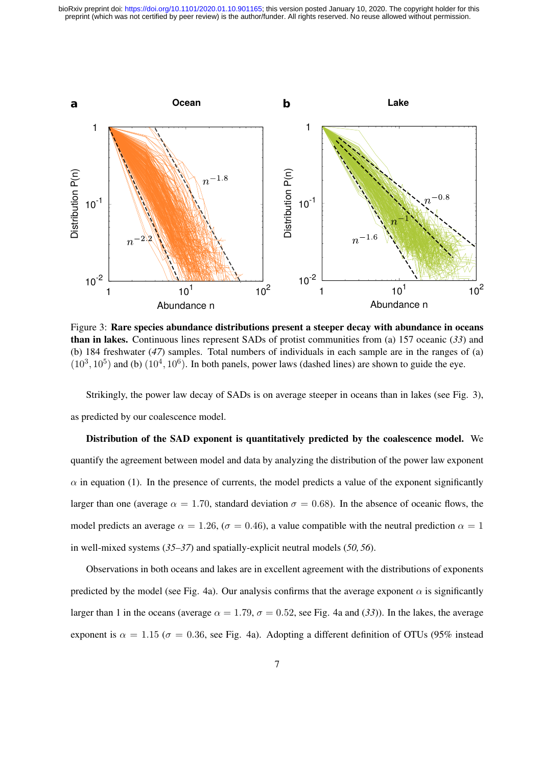Figure 3: **Rare species abundance distributions present a steeper decay with abundance in oceans than in lakes.** Continuous lines represent SADs of protist communities from (a) 157 oceanic (*33*) and (b) 184 freshwater (*47*) samples. Total numbers of individuals in each sample are in the ranges of (a) $(10^3, 10^5)$ and (b) $(10^4, 10^6)$. In both panels, power laws (dashed lines) are shown to guide the eye.

Strikingly, the power law decay of SADs is on average steeper in oceans than in lakes (see Fig. 3), as predicted by our coalescence model.

**Distribution of the SAD exponent is quantitatively predicted by the coalescence model.** We quantify the agreement between model and data by analyzing the distribution of the power law exponent $\alpha$ in equation (1). In the presence of currents, the model predicts a value of the exponent significantly larger than one (average $\alpha = 1.70$, standard deviation $\sigma = 0.68$). In the absence of oceanic flows, the model predicts an average $\alpha = 1.26$, ($\sigma = 0.46$), a value compatible with the neutral prediction $\alpha = 1$ in well-mixed systems (*35–37*) and spatially-explicit neutral models (*50, 56*).

Observations in both oceans and lakes are in excellent agreement with the distributions of exponents predicted by the model (see Fig. 4a). Our analysis confirms that the average exponent $\alpha$ is significantly larger than 1 in the oceans (average $\alpha = 1.79$, $\sigma = 0.52$, see Fig. 4a and (*33*)). In the lakes, the average exponent is $\alpha = 1.15$ ($\sigma = 0.36$, see Fig. 4a). Adopting a different definition of OTUs (95% instead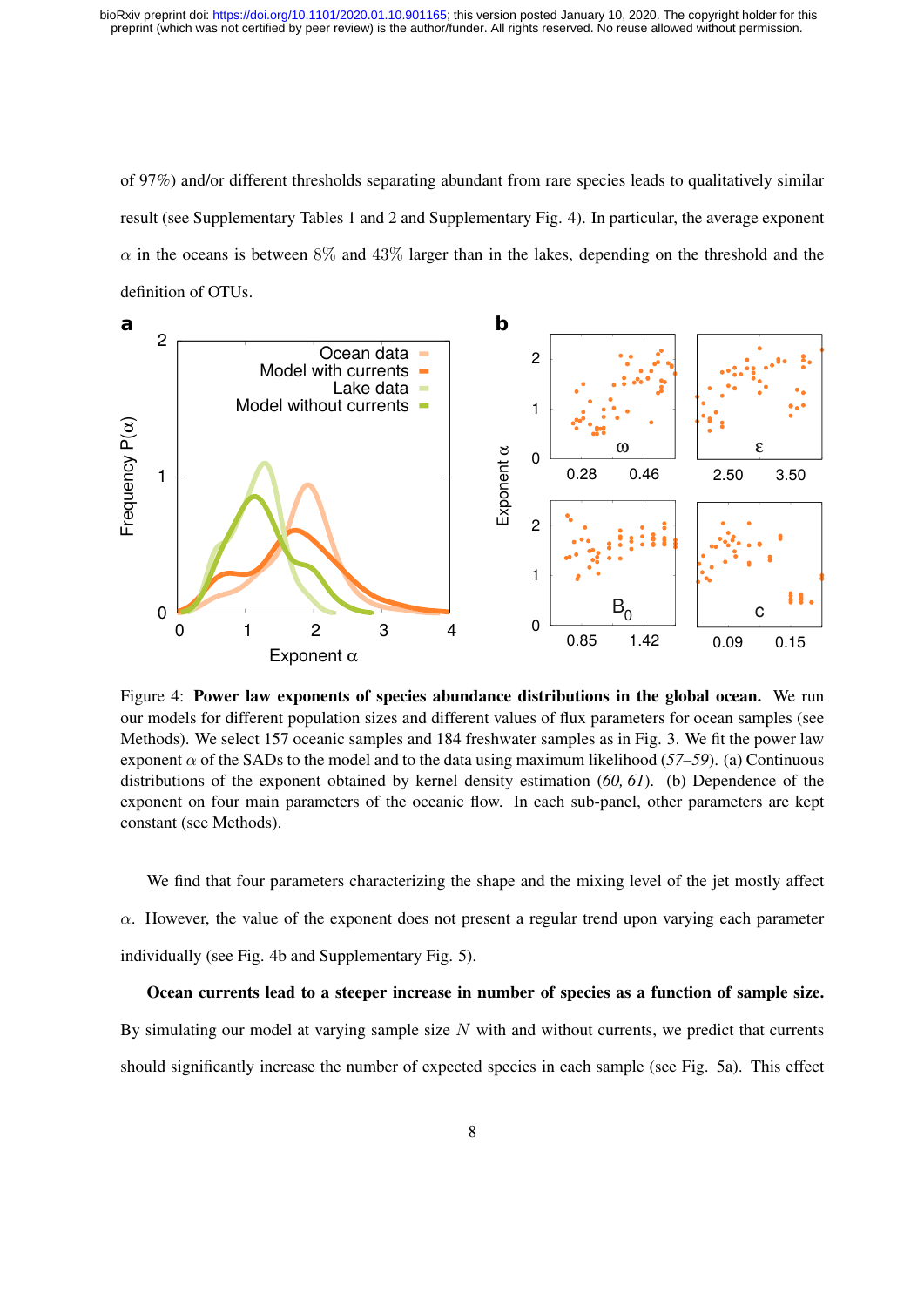of 97%) and/or different thresholds separating abundant from rare species leads to qualitatively similar result (see Supplementary Tables 1 and 2 and Supplementary Fig. 4). In particular, the average exponent $\alpha$ in the oceans is between $8\%$ and $43\%$ larger than in the lakes, depending on the threshold and the definition of OTUs.

Figure 4: **Power law exponents of species abundance distributions in the global ocean.** We run our models for different population sizes and different values of flux parameters for ocean samples (see Methods). We select 157 oceanic samples and 184 freshwater samples as in Fig. 3. We fit the power law exponent $\alpha$ of the SADs to the model and to the data using maximum likelihood (*57–59*). (a) Continuous distributions of the exponent obtained by kernel density estimation (*60, 61*). (b) Dependence of the exponent on four main parameters of the oceanic flow. In each sub-panel, other parameters are kept constant (see Methods).

We find that four parameters characterizing the shape and the mixing level of the jet mostly affect $\alpha$. However, the value of the exponent does not present a regular trend upon varying each parameter individually (see Fig. 4b and Supplementary Fig. 5).

**Ocean currents lead to a steeper increase in number of species as a function of sample size.** By simulating our model at varying sample size $N$ with and without currents, we predict that currents should significantly increase the number of expected species in each sample (see Fig. 5a). This effect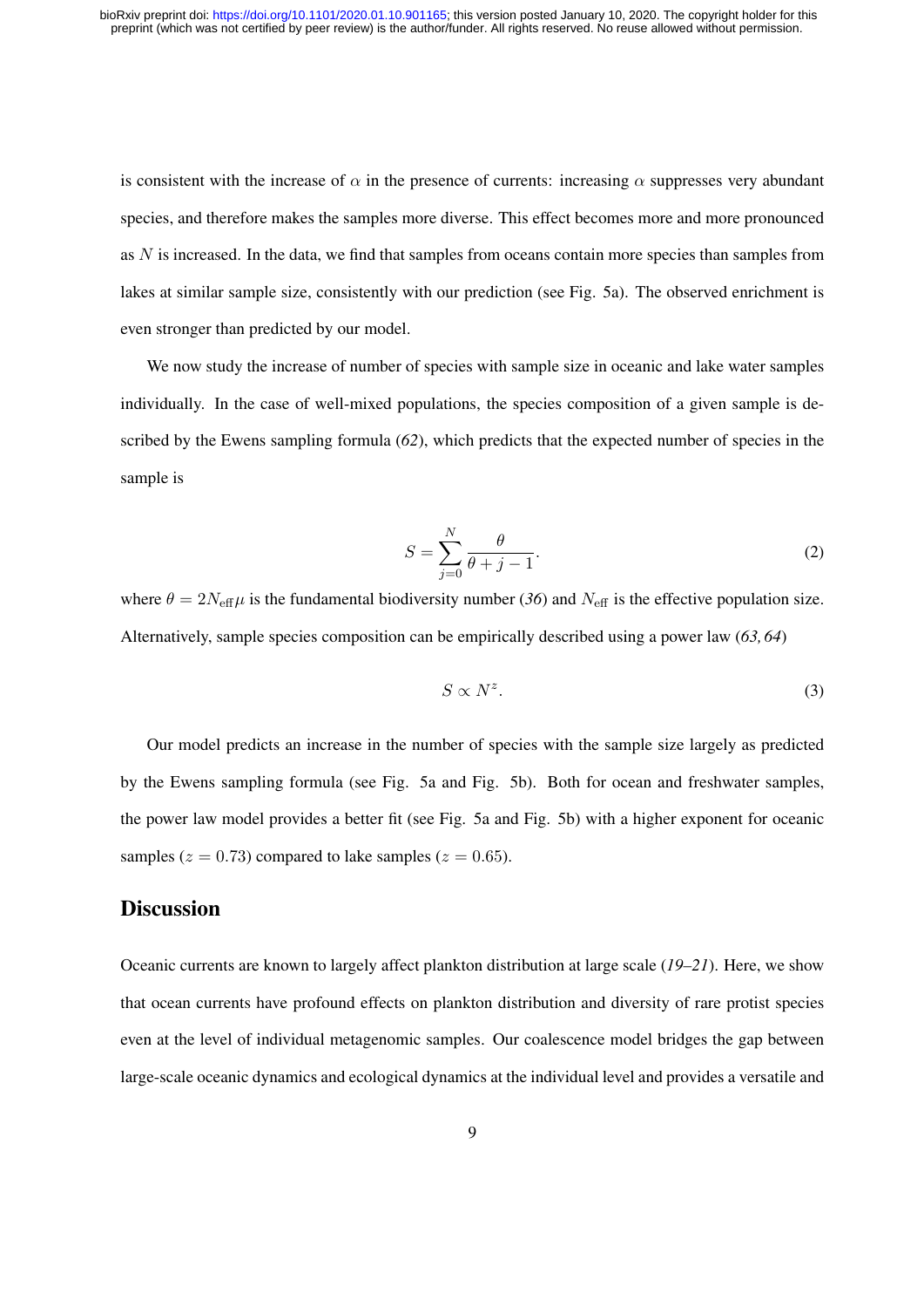is consistent with the increase of $\alpha$ in the presence of currents: increasing $\alpha$ suppresses very abundant species, and therefore makes the samples more diverse. This effect becomes more and more pronounced as $N$ is increased. In the data, we find that samples from oceans contain more species than samples from lakes at similar sample size, consistently with our prediction (see Fig. 5a). The observed enrichment is even stronger than predicted by our model.

We now study the increase of number of species with sample size in oceanic and lake water samples individually. In the case of well-mixed populations, the species composition of a given sample is described by the Ewens sampling formula (*62*), which predicts that the expected number of species in the sample is

$$S = \sum_{j=0}^{N} \frac{\theta}{\theta + j - 1}. \tag{2}$$

where $\theta = 2N_{\text{eff}}\mu$ is the fundamental biodiversity number (*36*) and $N_{\text{eff}}$ is the effective population size. Alternatively, sample species composition can be empirically described using a power law (*63, 64*)

$$S \propto N^{z}. \tag{3}$$

Our model predicts an increase in the number of species with the sample size largely as predicted by the Ewens sampling formula (see Fig. 5a and Fig. 5b). Both for ocean and freshwater samples, the power law model provides a better fit (see Fig. 5a and Fig. 5b) with a higher exponent for oceanic samples ($z = 0.73$) compared to lake samples ($z = 0.65$).

## Discussion

Oceanic currents are known to largely affect plankton distribution at large scale (*19–21*). Here, we show that ocean currents have profound effects on plankton distribution and diversity of rare protist species even at the level of individual metagenomic samples. Our coalescence model bridges the gap between large-scale oceanic dynamics and ecological dynamics at the individual level and provides a versatile and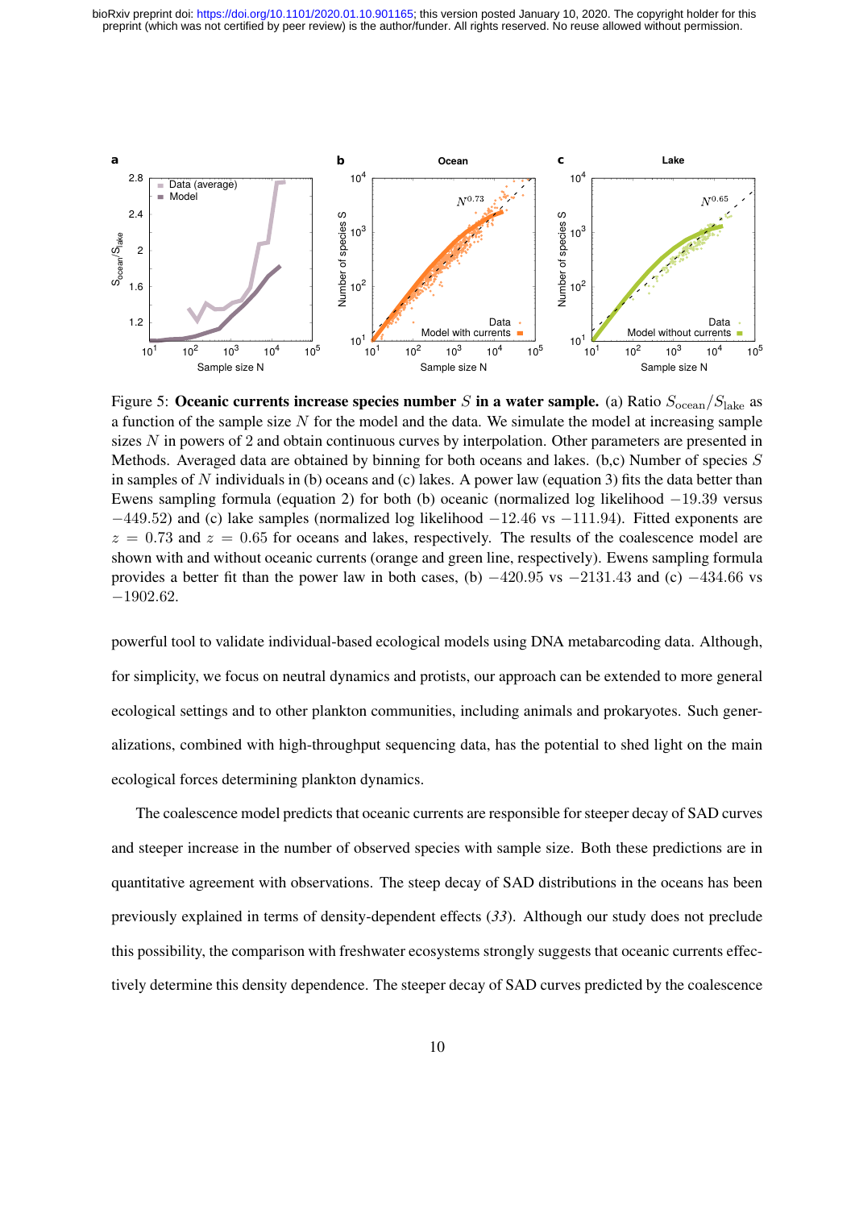Figure 5: **Oceanic currents increase species number $S$ in a water sample.** (a) Ratio $S_{\text{ocean}}/S_{\text{lake}}$ as a function of the sample size $N$ for the model and the data. We simulate the model at increasing sample sizes $N$ in powers of 2 and obtain continuous curves by interpolation. Other parameters are presented in Methods. Averaged data are obtained by binning for both oceans and lakes. (b,c) Number of species $S$ in samples of $N$ individuals in (b) oceans and (c) lakes. A power law (equation 3) fits the data better than Ewens sampling formula (equation 2) for both (b) oceanic (normalized log likelihood $-19.39$ versus $-449.52$) and (c) lake samples (normalized log likelihood $-12.46$ vs $-111.94$). Fitted exponents are $z = 0.73$ and $z = 0.65$ for oceans and lakes, respectively. The results of the coalescence model are shown with and without oceanic currents (orange and green line, respectively). Ewens sampling formula provides a better fit than the power law in both cases, (b) $-420.95$ vs $-2131.43$ and (c) $-434.66$ vs $-1902.62$.

powerful tool to validate individual-based ecological models using DNA metabarcoding data. Although, for simplicity, we focus on neutral dynamics and protists, our approach can be extended to more general ecological settings and to other plankton communities, including animals and prokaryotes. Such generalizations, combined with high-throughput sequencing data, has the potential to shed light on the main ecological forces determining plankton dynamics.

The coalescence model predicts that oceanic currents are responsible for steeper decay of SAD curves and steeper increase in the number of observed species with sample size. Both these predictions are in quantitative agreement with observations. The steep decay of SAD distributions in the oceans has been previously explained in terms of density-dependent effects (*33*). Although our study does not preclude this possibility, the comparison with freshwater ecosystems strongly suggests that oceanic currents effectively determine this density dependence. The steeper decay of SAD curves predicted by the coalescence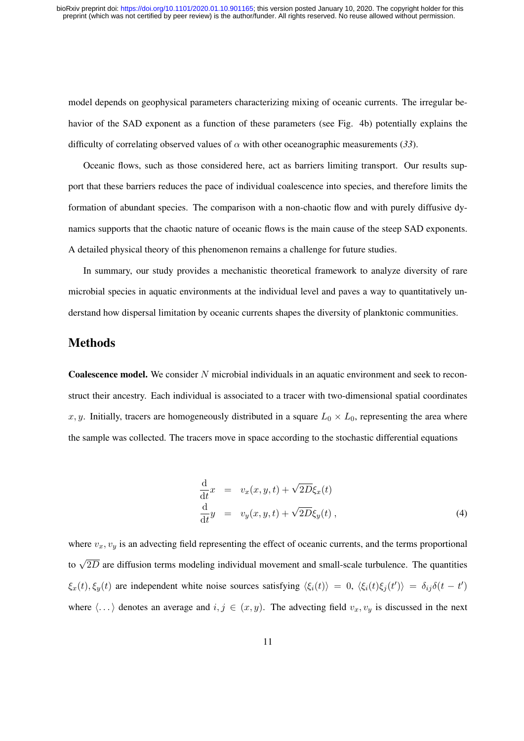model depends on geophysical parameters characterizing mixing of oceanic currents. The irregular behavior of the SAD exponent as a function of these parameters (see Fig. 4b) potentially explains the difficulty of correlating observed values of $\alpha$ with other oceanographic measurements (*33*).

Oceanic flows, such as those considered here, act as barriers limiting transport. Our results support that these barriers reduces the pace of individual coalescence into species, and therefore limits the formation of abundant species. The comparison with a non-chaotic flow and with purely diffusive dynamics supports that the chaotic nature of oceanic flows is the main cause of the steep SAD exponents. A detailed physical theory of this phenomenon remains a challenge for future studies.

In summary, our study provides a mechanistic theoretical framework to analyze diversity of rare microbial species in aquatic environments at the individual level and paves a way to quantitatively understand how dispersal limitation by oceanic currents shapes the diversity of planktonic communities.

## Methods

**Coalescence model.** We consider $N$ microbial individuals in an aquatic environment and seek to reconstruct their ancestry. Each individual is associated to a tracer with two-dimensional spatial coordinates $x, y$. Initially, tracers are homogeneously distributed in a square $L_0 \times L_0$, representing the area where the sample was collected. The tracers move in space according to the stochastic differential equations

$$
\begin{aligned}
\frac{\mathrm{d}}{\mathrm{d}t}x &= v_x(x,y,t) + \sqrt{2D}\xi_x(t) \\
\frac{\mathrm{d}}{\mathrm{d}t}y &= v_y(x,y,t) + \sqrt{2D}\xi_y(t)\,,
\end{aligned}
\tag{4}
$$

where $v_x, v_y$ is an advecting field representing the effect of oceanic currents, and the terms proportional to $\sqrt{2D}$ are diffusion terms modeling individual movement and small-scale turbulence. The quantities $\xi_x(t), \xi_y(t)$ are independent white noise sources satisfying $\langle \xi_i(t) \rangle = 0$, $\langle \xi_i(t)\xi_j(t') \rangle = \delta_{ij}\delta(t - t')$ where $\langle \ldots \rangle$ denotes an average and $i, j \in (x, y)$. The advecting field $v_x, v_y$ is discussed in the next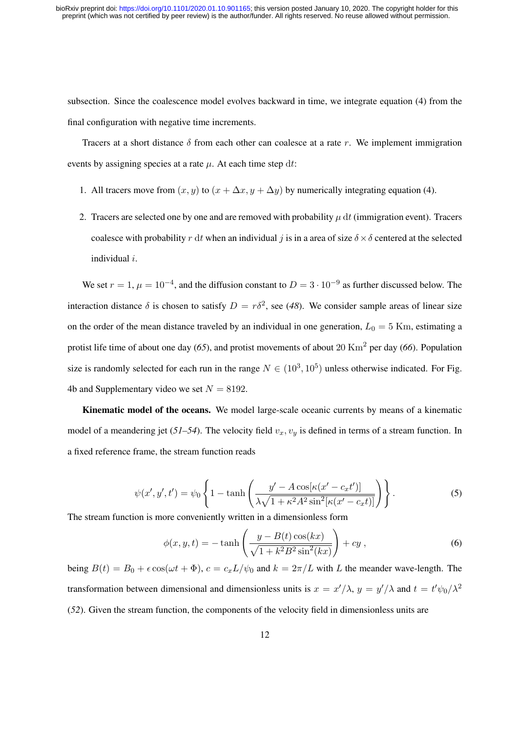subsection. Since the coalescence model evolves backward in time, we integrate equation (4) from the final configuration with negative time increments.

Tracers at a short distance $\delta$ from each other can coalesce at a rate $r$. We implement immigration events by assigning species at a rate $\mu$. At each time step $\mathrm{d}t$:

1. All tracers move from $(x, y)$ to $(x + \Delta x, y + \Delta y)$ by numerically integrating equation (4).
2. Tracers are selected one by one and are removed with probability $\mu\,\mathrm{d}t$ (immigration event). Tracers coalesce with probability $r\,\mathrm{d}t$ when an individual $j$ is in a area of size $\delta \times \delta$ centered at the selected individual $i$.

We set $r = 1$, $\mu = 10^{-4}$, and the diffusion constant to $D = 3 \cdot 10^{-9}$ as further discussed below. The interaction distance $\delta$ is chosen to satisfy $D = r\delta^2$, see (*48*). We consider sample areas of linear size on the order of the mean distance traveled by an individual in one generation, $L_0 = 5$ Km, estimating a protist life time of about one day (*65*), and protist movements of about 20 $\mathrm{Km}^2$ per day (*66*). Population size is randomly selected for each run in the range $N \in (10^3, 10^5)$ unless otherwise indicated. For Fig. 4b and Supplementary video we set $N = 8192$.

**Kinematic model of the oceans.** We model large-scale oceanic currents by means of a kinematic model of a meandering jet (*51–54*). The velocity field $v_x, v_y$ is defined in terms of a stream function. In a fixed reference frame, the stream function reads

$$\psi(x', y', t') = \psi_0 \left\{ 1 - \tanh\left( \frac{y' - A\cos[\kappa(x' - c_x t')]}{\lambda\sqrt{1 + \kappa^2 A^2 \sin^2[\kappa(x' - c_x t)]}} \right) \right\}. \tag{5}$$

The stream function is more conveniently written in a dimensionless form

$$\phi(x, y, t) = -\tanh\left( \frac{y - B(t)\cos(kx)}{\sqrt{1 + k^2 B^2 \sin^2(kx)}} \right) + cy\,, \tag{6}$$

being $B(t) = B_0 + \epsilon\cos(\omega t + \Phi)$, $c = c_x L/\psi_0$ and $k = 2\pi/L$ with $L$ the meander wave-length. The transformation between dimensional and dimensionless units is $x = x'/\lambda$, $y = y'/\lambda$ and $t = t'\psi_0/\lambda^2$ (*52*). Given the stream function, the components of the velocity field in dimensionless units are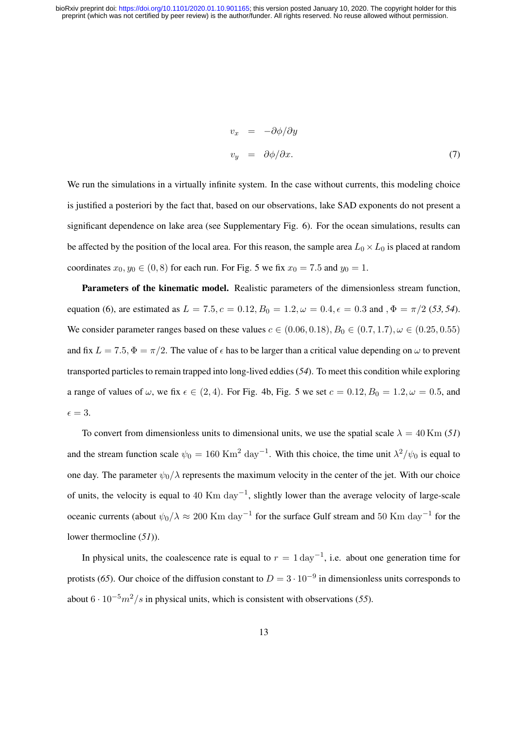$$
\begin{aligned}
v_x &= -\partial\phi/\partial y \\
v_y &= \partial\phi/\partial x.
\end{aligned} \tag{7}
$$

We run the simulations in a virtually infinite system. In the case without currents, this modeling choice is justified a posteriori by the fact that, based on our observations, lake SAD exponents do not present a significant dependence on lake area (see Supplementary Fig. 6). For the ocean simulations, results can be affected by the position of the local area. For this reason, the sample area $L_0 \times L_0$ is placed at random coordinates $x_0, y_0 \in (0, 8)$ for each run. For Fig. 5 we fix $x_0 = 7.5$ and $y_0 = 1$.

**Parameters of the kinematic model.** Realistic parameters of the dimensionless stream function, equation (6), are estimated as $L = 7.5, c = 0.12, B_0 = 1.2, \omega = 0.4, \epsilon = 0.3$ and , $\Phi = \pi/2$ (*53, 54*). We consider parameter ranges based on these values $c \in (0.06, 0.18), B_0 \in (0.7, 1.7), \omega \in (0.25, 0.55)$ and fix $L = 7.5, \Phi = \pi/2$. The value of $\epsilon$ has to be larger than a critical value depending on $\omega$ to prevent transported particles to remain trapped into long-lived eddies (*54*). To meet this condition while exploring a range of values of $\omega$, we fix $\epsilon \in (2, 4)$. For Fig. 4b, Fig. 5 we set $c = 0.12, B_0 = 1.2, \omega = 0.5$, and $\epsilon = 3$.

To convert from dimensionless units to dimensional units, we use the spatial scale $\lambda = 40\,\text{Km}$ (*51*) and the stream function scale $\psi_0 = 160\ \text{Km}^2\ \text{day}^{-1}$. With this choice, the time unit $\lambda^2/\psi_0$ is equal to one day. The parameter $\psi_0/\lambda$ represents the maximum velocity in the center of the jet. With our choice of units, the velocity is equal to $40\ \text{Km}\ \text{day}^{-1}$, slightly lower than the average velocity of large-scale oceanic currents (about $\psi_0/\lambda \approx 200\ \text{Km}\ \text{day}^{-1}$ for the surface Gulf stream and $50\ \text{Km}\ \text{day}^{-1}$ for the lower thermocline (*51*)).

In physical units, the coalescence rate is equal to $r = 1\,\text{day}^{-1}$, i.e. about one generation time for protists (*65*). Our choice of the diffusion constant to $D = 3 \cdot 10^{-9}$ in dimensionless units corresponds to about $6 \cdot 10^{-5} m^2/s$ in physical units, which is consistent with observations (*55*).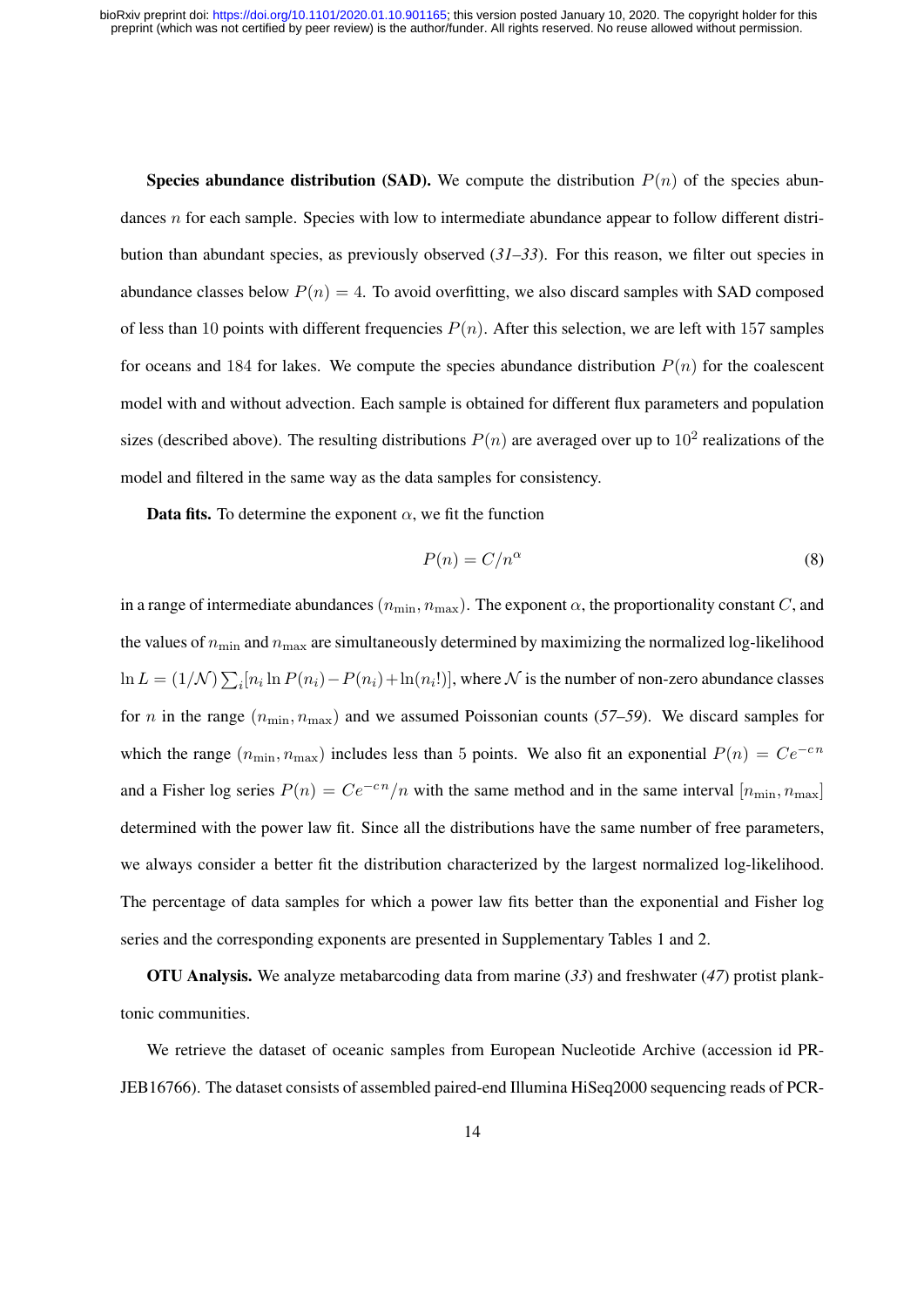**Species abundance distribution (SAD).** We compute the distribution $P(n)$ of the species abundances $n$ for each sample. Species with low to intermediate abundance appear to follow different distribution than abundant species, as previously observed (*31–33*). For this reason, we filter out species in abundance classes below $P(n) = 4$. To avoid overfitting, we also discard samples with SAD composed of less than 10 points with different frequencies $P(n)$. After this selection, we are left with 157 samples for oceans and 184 for lakes. We compute the species abundance distribution $P(n)$ for the coalescent model with and without advection. Each sample is obtained for different flux parameters and population sizes (described above). The resulting distributions $P(n)$ are averaged over up to $10^2$ realizations of the model and filtered in the same way as the data samples for consistency.

**Data fits.** To determine the exponent $\alpha$, we fit the function

$$P(n) = C/n^{\alpha} \tag{8}$$

in a range of intermediate abundances $(n_{\min}, n_{\max})$. The exponent $\alpha$, the proportionality constant $C$, and the values of $n_{\min}$ and $n_{\max}$ are simultaneously determined by maximizing the normalized log-likelihood $\ln L = (1/\mathcal{N}) \sum_i [n_i \ln P(n_i) - P(n_i) + \ln(n_i!)]$, where $\mathcal{N}$ is the number of non-zero abundance classes for $n$ in the range $(n_{\min}, n_{\max})$ and we assumed Poissonian counts (*57–59*). We discard samples for which the range $(n_{\min}, n_{\max})$ includes less than 5 points. We also fit an exponential $P(n) = Ce^{-cn}$ and a Fisher log series $P(n) = Ce^{-cn}/n$ with the same method and in the same interval $[n_{\min}, n_{\max}]$ determined with the power law fit. Since all the distributions have the same number of free parameters, we always consider a better fit the distribution characterized by the largest normalized log-likelihood. The percentage of data samples for which a power law fits better than the exponential and Fisher log series and the corresponding exponents are presented in Supplementary Tables 1 and 2.

**OTU Analysis.** We analyze metabarcoding data from marine (*33*) and freshwater (*47*) protist planktonic communities.

We retrieve the dataset of oceanic samples from European Nucleotide Archive (accession id PRJEB16766). The dataset consists of assembled paired-end Illumina HiSeq2000 sequencing reads of PCR-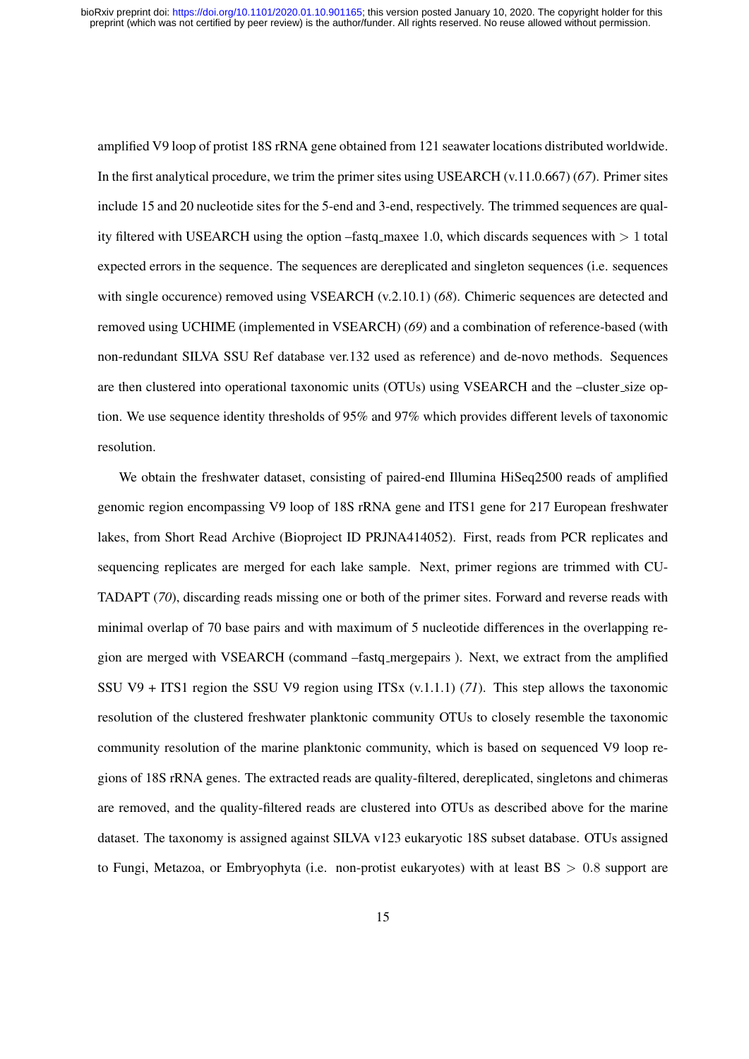amplified V9 loop of protist 18S rRNA gene obtained from 121 seawater locations distributed worldwide. In the first analytical procedure, we trim the primer sites using USEARCH (v.11.0.667) (*67*). Primer sites include 15 and 20 nucleotide sites for the 5-end and 3-end, respectively. The trimmed sequences are quality filtered with USEARCH using the option –fastq_maxee 1.0, which discards sequences with $> 1$ total expected errors in the sequence. The sequences are dereplicated and singleton sequences (i.e. sequences with single occurence) removed using VSEARCH (v.2.10.1) (*68*). Chimeric sequences are detected and removed using UCHIME (implemented in VSEARCH) (*69*) and a combination of reference-based (with non-redundant SILVA SSU Ref database ver.132 used as reference) and de-novo methods. Sequences are then clustered into operational taxonomic units (OTUs) using VSEARCH and the –cluster_size option. We use sequence identity thresholds of 95% and 97% which provides different levels of taxonomic resolution.

We obtain the freshwater dataset, consisting of paired-end Illumina HiSeq2500 reads of amplified genomic region encompassing V9 loop of 18S rRNA gene and ITS1 gene for 217 European freshwater lakes, from Short Read Archive (Bioproject ID PRJNA414052). First, reads from PCR replicates and sequencing replicates are merged for each lake sample. Next, primer regions are trimmed with CUTADAPT (*70*), discarding reads missing one or both of the primer sites. Forward and reverse reads with minimal overlap of 70 base pairs and with maximum of 5 nucleotide differences in the overlapping region are merged with VSEARCH (command –fastq_mergepairs ). Next, we extract from the amplified SSU V9 + ITS1 region the SSU V9 region using ITSx (v.1.1.1) (*71*). This step allows the taxonomic resolution of the clustered freshwater planktonic community OTUs to closely resemble the taxonomic community resolution of the marine planktonic community, which is based on sequenced V9 loop regions of 18S rRNA genes. The extracted reads are quality-filtered, dereplicated, singletons and chimeras are removed, and the quality-filtered reads are clustered into OTUs as described above for the marine dataset. The taxonomy is assigned against SILVA v123 eukaryotic 18S subset database. OTUs assigned to Fungi, Metazoa, or Embryophyta (i.e. non-protist eukaryotes) with at least BS $> 0.8$ support are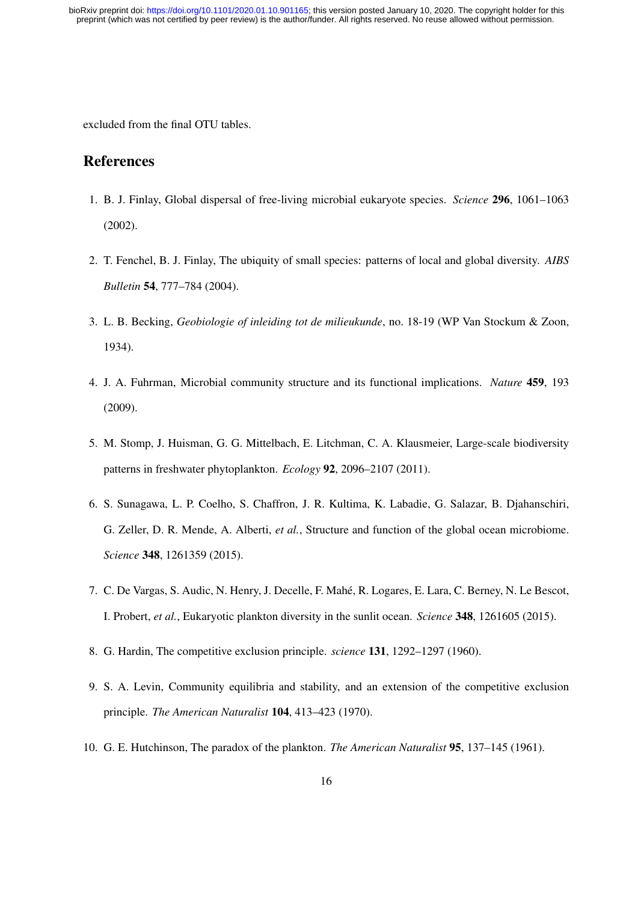excluded from the final OTU tables.

## References

1. B. J. Finlay, Global dispersal of free-living microbial eukaryote species. *Science* **296**, 1061–1063 (2002).

2. T. Fenchel, B. J. Finlay, The ubiquity of small species: patterns of local and global diversity. *AIBS Bulletin* **54**, 777–784 (2004).

3. L. B. Becking, *Geobiologie of inleiding tot de milieukunde*, no. 18-19 (WP Van Stockum & Zoon, 1934).

4. J. A. Fuhrman, Microbial community structure and its functional implications. *Nature* **459**, 193 (2009).

5. M. Stomp, J. Huisman, G. G. Mittelbach, E. Litchman, C. A. Klausmeier, Large-scale biodiversity patterns in freshwater phytoplankton. *Ecology* **92**, 2096–2107 (2011).

6. S. Sunagawa, L. P. Coelho, S. Chaffron, J. R. Kultima, K. Labadie, G. Salazar, B. Djahanschiri, G. Zeller, D. R. Mende, A. Alberti, *et al.*, Structure and function of the global ocean microbiome. *Science* **348**, 1261359 (2015).

7. C. De Vargas, S. Audic, N. Henry, J. Decelle, F. Mahé, R. Logares, E. Lara, C. Berney, N. Le Bescot, I. Probert, *et al.*, Eukaryotic plankton diversity in the sunlit ocean. *Science* **348**, 1261605 (2015).

8. G. Hardin, The competitive exclusion principle. *science* **131**, 1292–1297 (1960).

9. S. A. Levin, Community equilibria and stability, and an extension of the competitive exclusion principle. *The American Naturalist* **104**, 413–423 (1970).

10. G. E. Hutchinson, The paradox of the plankton. *The American Naturalist* **95**, 137–145 (1961).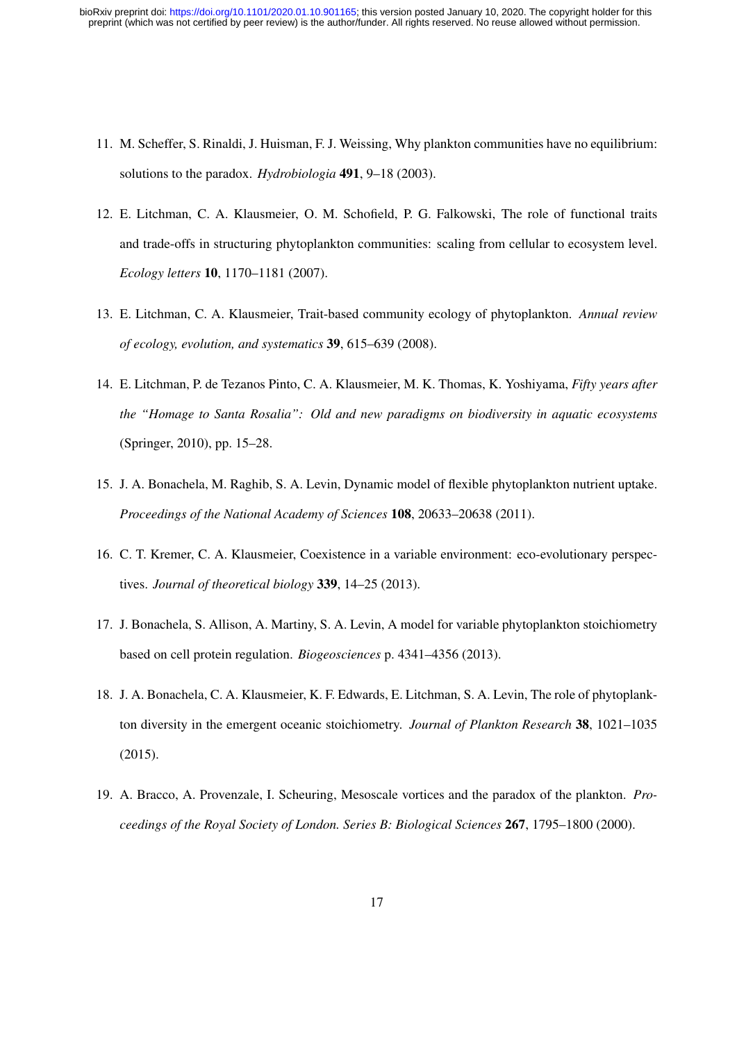11. M. Scheffer, S. Rinaldi, J. Huisman, F. J. Weissing, Why plankton communities have no equilibrium: solutions to the paradox. *Hydrobiologia* **491**, 9–18 (2003).

12. E. Litchman, C. A. Klausmeier, O. M. Schofield, P. G. Falkowski, The role of functional traits and trade-offs in structuring phytoplankton communities: scaling from cellular to ecosystem level. *Ecology letters* **10**, 1170–1181 (2007).

13. E. Litchman, C. A. Klausmeier, Trait-based community ecology of phytoplankton. *Annual review of ecology, evolution, and systematics* **39**, 615–639 (2008).

14. E. Litchman, P. de Tezanos Pinto, C. A. Klausmeier, M. K. Thomas, K. Yoshiyama, *Fifty years after the "Homage to Santa Rosalia": Old and new paradigms on biodiversity in aquatic ecosystems* (Springer, 2010), pp. 15–28.

15. J. A. Bonachela, M. Raghib, S. A. Levin, Dynamic model of flexible phytoplankton nutrient uptake. *Proceedings of the National Academy of Sciences* **108**, 20633–20638 (2011).

16. C. T. Kremer, C. A. Klausmeier, Coexistence in a variable environment: eco-evolutionary perspectives. *Journal of theoretical biology* **339**, 14–25 (2013).

17. J. Bonachela, S. Allison, A. Martiny, S. A. Levin, A model for variable phytoplankton stoichiometry based on cell protein regulation. *Biogeosciences* p. 4341–4356 (2013).

18. J. A. Bonachela, C. A. Klausmeier, K. F. Edwards, E. Litchman, S. A. Levin, The role of phytoplankton diversity in the emergent oceanic stoichiometry. *Journal of Plankton Research* **38**, 1021–1035 (2015).

19. A. Bracco, A. Provenzale, I. Scheuring, Mesoscale vortices and the paradox of the plankton. *Proceedings of the Royal Society of London. Series B: Biological Sciences* **267**, 1795–1800 (2000).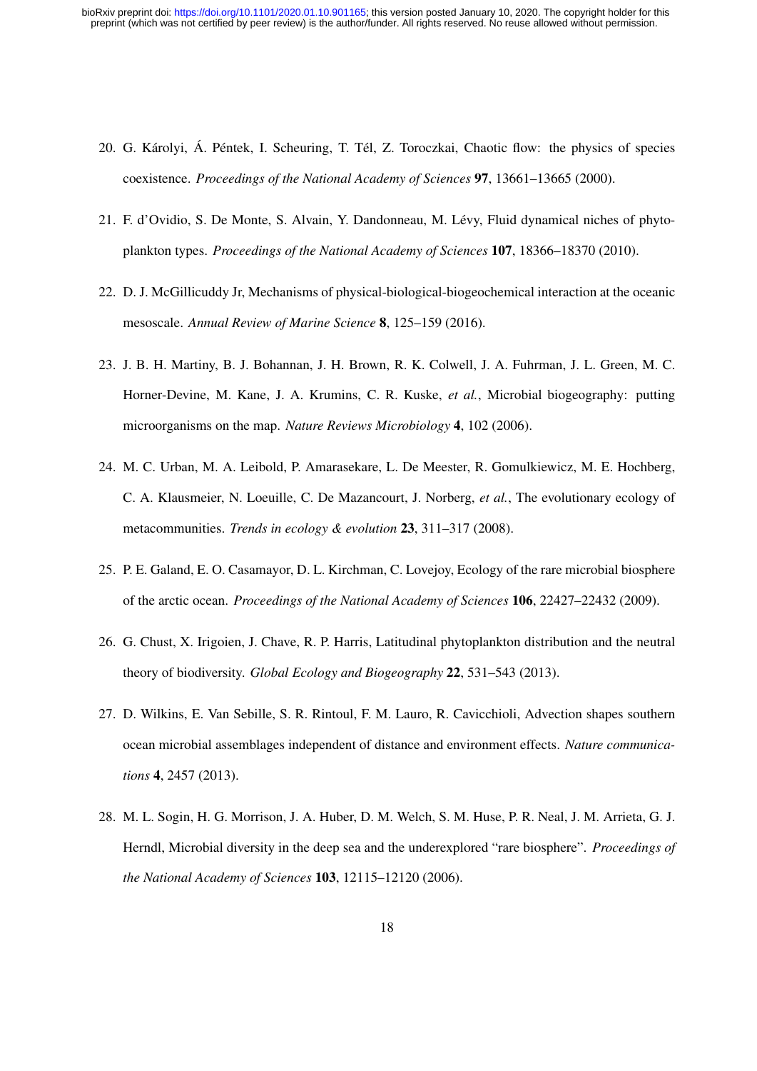20. G. Károlyi, Á. Péntek, I. Scheuring, T. Tél, Z. Toroczkai, Chaotic flow: the physics of species coexistence. *Proceedings of the National Academy of Sciences* **97**, 13661–13665 (2000).

21. F. d'Ovidio, S. De Monte, S. Alvain, Y. Dandonneau, M. Lévy, Fluid dynamical niches of phytoplankton types. *Proceedings of the National Academy of Sciences* **107**, 18366–18370 (2010).

22. D. J. McGillicuddy Jr, Mechanisms of physical-biological-biogeochemical interaction at the oceanic mesoscale. *Annual Review of Marine Science* **8**, 125–159 (2016).

23. J. B. H. Martiny, B. J. Bohannan, J. H. Brown, R. K. Colwell, J. A. Fuhrman, J. L. Green, M. C. Horner-Devine, M. Kane, J. A. Krumins, C. R. Kuske, *et al.*, Microbial biogeography: putting microorganisms on the map. *Nature Reviews Microbiology* **4**, 102 (2006).

24. M. C. Urban, M. A. Leibold, P. Amarasekare, L. De Meester, R. Gomulkiewicz, M. E. Hochberg, C. A. Klausmeier, N. Loeuille, C. De Mazancourt, J. Norberg, *et al.*, The evolutionary ecology of metacommunities. *Trends in ecology & evolution* **23**, 311–317 (2008).

25. P. E. Galand, E. O. Casamayor, D. L. Kirchman, C. Lovejoy, Ecology of the rare microbial biosphere of the arctic ocean. *Proceedings of the National Academy of Sciences* **106**, 22427–22432 (2009).

26. G. Chust, X. Irigoien, J. Chave, R. P. Harris, Latitudinal phytoplankton distribution and the neutral theory of biodiversity. *Global Ecology and Biogeography* **22**, 531–543 (2013).

27. D. Wilkins, E. Van Sebille, S. R. Rintoul, F. M. Lauro, R. Cavicchioli, Advection shapes southern ocean microbial assemblages independent of distance and environment effects. *Nature communications* **4**, 2457 (2013).

28. M. L. Sogin, H. G. Morrison, J. A. Huber, D. M. Welch, S. M. Huse, P. R. Neal, J. M. Arrieta, G. J. Herndl, Microbial diversity in the deep sea and the underexplored "rare biosphere". *Proceedings of the National Academy of Sciences* **103**, 12115–12120 (2006).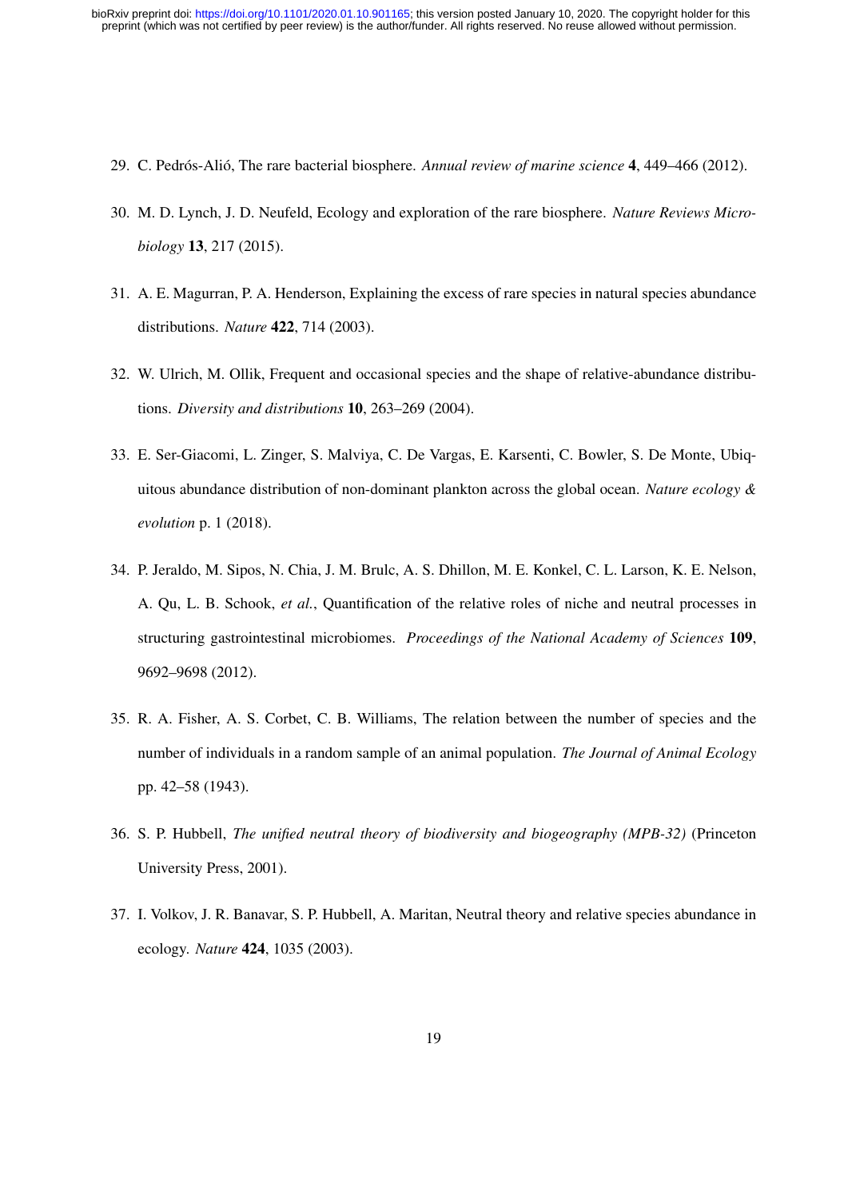29. C. Pedrós-Alió, The rare bacterial biosphere. *Annual review of marine science* **4**, 449–466 (2012).

30. M. D. Lynch, J. D. Neufeld, Ecology and exploration of the rare biosphere. *Nature Reviews Microbiology* **13**, 217 (2015).

31. A. E. Magurran, P. A. Henderson, Explaining the excess of rare species in natural species abundance distributions. *Nature* **422**, 714 (2003).

32. W. Ulrich, M. Ollik, Frequent and occasional species and the shape of relative-abundance distributions. *Diversity and distributions* **10**, 263–269 (2004).

33. E. Ser-Giacomi, L. Zinger, S. Malviya, C. De Vargas, E. Karsenti, C. Bowler, S. De Monte, Ubiquitous abundance distribution of non-dominant plankton across the global ocean. *Nature ecology & evolution* p. 1 (2018).

34. P. Jeraldo, M. Sipos, N. Chia, J. M. Brulc, A. S. Dhillon, M. E. Konkel, C. L. Larson, K. E. Nelson, A. Qu, L. B. Schook, *et al.*, Quantification of the relative roles of niche and neutral processes in structuring gastrointestinal microbiomes. *Proceedings of the National Academy of Sciences* **109**, 9692–9698 (2012).

35. R. A. Fisher, A. S. Corbet, C. B. Williams, The relation between the number of species and the number of individuals in a random sample of an animal population. *The Journal of Animal Ecology* pp. 42–58 (1943).

36. S. P. Hubbell, *The unified neutral theory of biodiversity and biogeography (MPB-32)* (Princeton University Press, 2001).

37. I. Volkov, J. R. Banavar, S. P. Hubbell, A. Maritan, Neutral theory and relative species abundance in ecology. *Nature* **424**, 1035 (2003).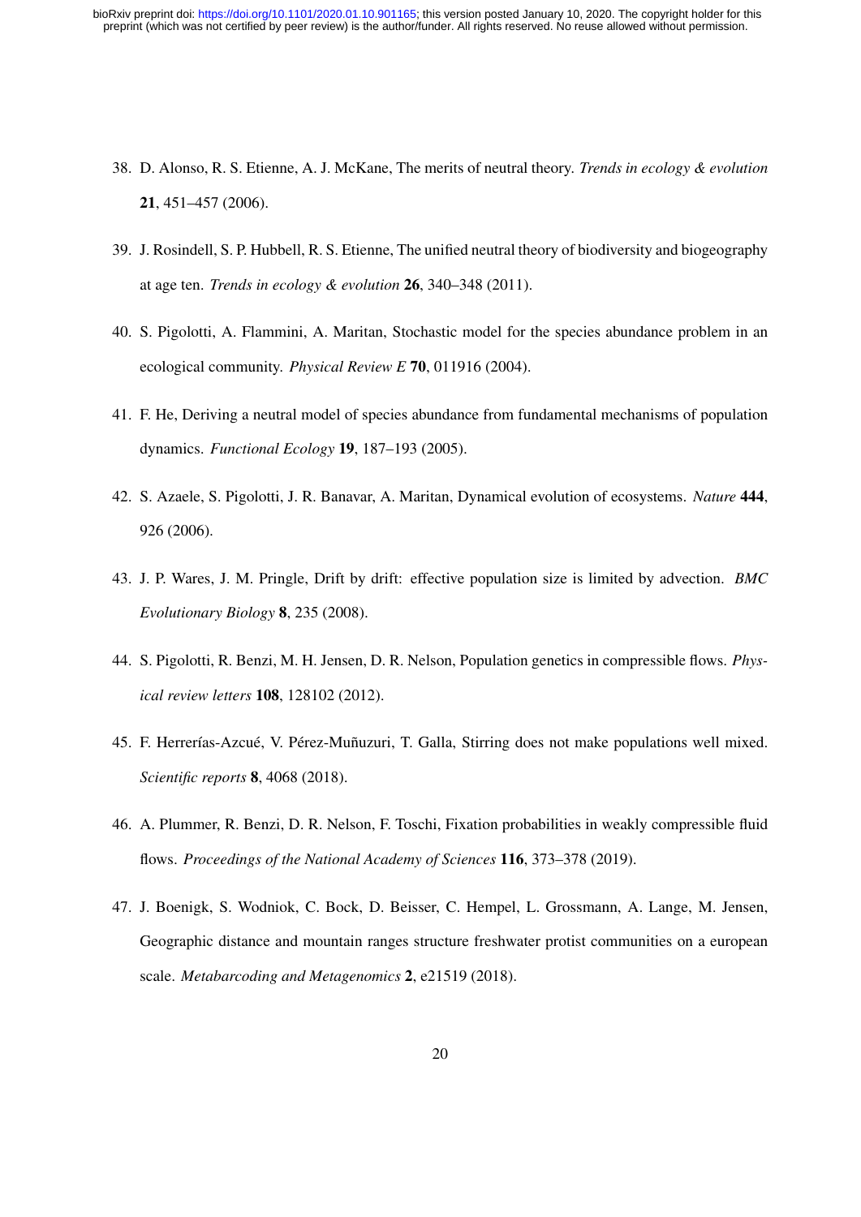38. D. Alonso, R. S. Etienne, A. J. McKane, The merits of neutral theory. *Trends in ecology & evolution* **21**, 451–457 (2006).

39. J. Rosindell, S. P. Hubbell, R. S. Etienne, The unified neutral theory of biodiversity and biogeography at age ten. *Trends in ecology & evolution* **26**, 340–348 (2011).

40. S. Pigolotti, A. Flammini, A. Maritan, Stochastic model for the species abundance problem in an ecological community. *Physical Review E* **70**, 011916 (2004).

41. F. He, Deriving a neutral model of species abundance from fundamental mechanisms of population dynamics. *Functional Ecology* **19**, 187–193 (2005).

42. S. Azaele, S. Pigolotti, J. R. Banavar, A. Maritan, Dynamical evolution of ecosystems. *Nature* **444**, 926 (2006).

43. J. P. Wares, J. M. Pringle, Drift by drift: effective population size is limited by advection. *BMC Evolutionary Biology* **8**, 235 (2008).

44. S. Pigolotti, R. Benzi, M. H. Jensen, D. R. Nelson, Population genetics in compressible flows. *Physical review letters* **108**, 128102 (2012).

45. F. Herrerías-Azcué, V. Pérez-Muñuzuri, T. Galla, Stirring does not make populations well mixed. *Scientific reports* **8**, 4068 (2018).

46. A. Plummer, R. Benzi, D. R. Nelson, F. Toschi, Fixation probabilities in weakly compressible fluid flows. *Proceedings of the National Academy of Sciences* **116**, 373–378 (2019).

47. J. Boenigk, S. Wodniok, C. Bock, D. Beisser, C. Hempel, L. Grossmann, A. Lange, M. Jensen, Geographic distance and mountain ranges structure freshwater protist communities on a european scale. *Metabarcoding and Metagenomics* **2**, e21519 (2018).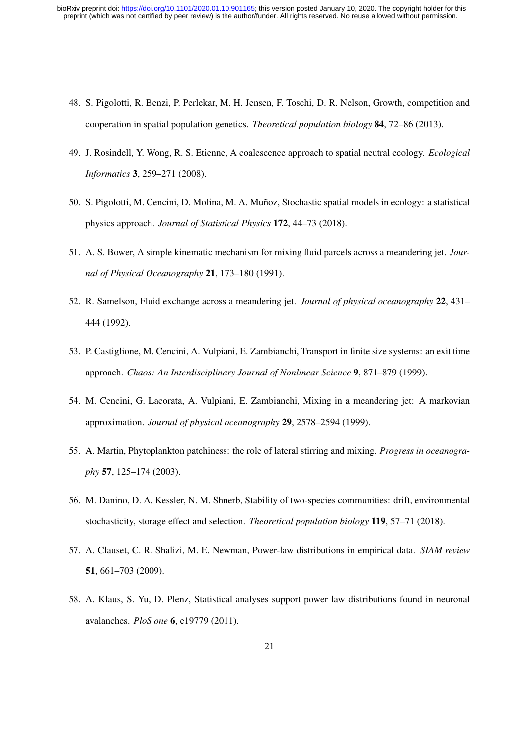48. S. Pigolotti, R. Benzi, P. Perlekar, M. H. Jensen, F. Toschi, D. R. Nelson, Growth, competition and cooperation in spatial population genetics. *Theoretical population biology* **84**, 72–86 (2013).

49. J. Rosindell, Y. Wong, R. S. Etienne, A coalescence approach to spatial neutral ecology. *Ecological Informatics* **3**, 259–271 (2008).

50. S. Pigolotti, M. Cencini, D. Molina, M. A. Muñoz, Stochastic spatial models in ecology: a statistical physics approach. *Journal of Statistical Physics* **172**, 44–73 (2018).

51. A. S. Bower, A simple kinematic mechanism for mixing fluid parcels across a meandering jet. *Journal of Physical Oceanography* **21**, 173–180 (1991).

52. R. Samelson, Fluid exchange across a meandering jet. *Journal of physical oceanography* **22**, 431–444 (1992).

53. P. Castiglione, M. Cencini, A. Vulpiani, E. Zambianchi, Transport in finite size systems: an exit time approach. *Chaos: An Interdisciplinary Journal of Nonlinear Science* **9**, 871–879 (1999).

54. M. Cencini, G. Lacorata, A. Vulpiani, E. Zambianchi, Mixing in a meandering jet: A markovian approximation. *Journal of physical oceanography* **29**, 2578–2594 (1999).

55. A. Martin, Phytoplankton patchiness: the role of lateral stirring and mixing. *Progress in oceanography* **57**, 125–174 (2003).

56. M. Danino, D. A. Kessler, N. M. Shnerb, Stability of two-species communities: drift, environmental stochasticity, storage effect and selection. *Theoretical population biology* **119**, 57–71 (2018).

57. A. Clauset, C. R. Shalizi, M. E. Newman, Power-law distributions in empirical data. *SIAM review* **51**, 661–703 (2009).

58. A. Klaus, S. Yu, D. Plenz, Statistical analyses support power law distributions found in neuronal avalanches. *PloS one* **6**, e19779 (2011).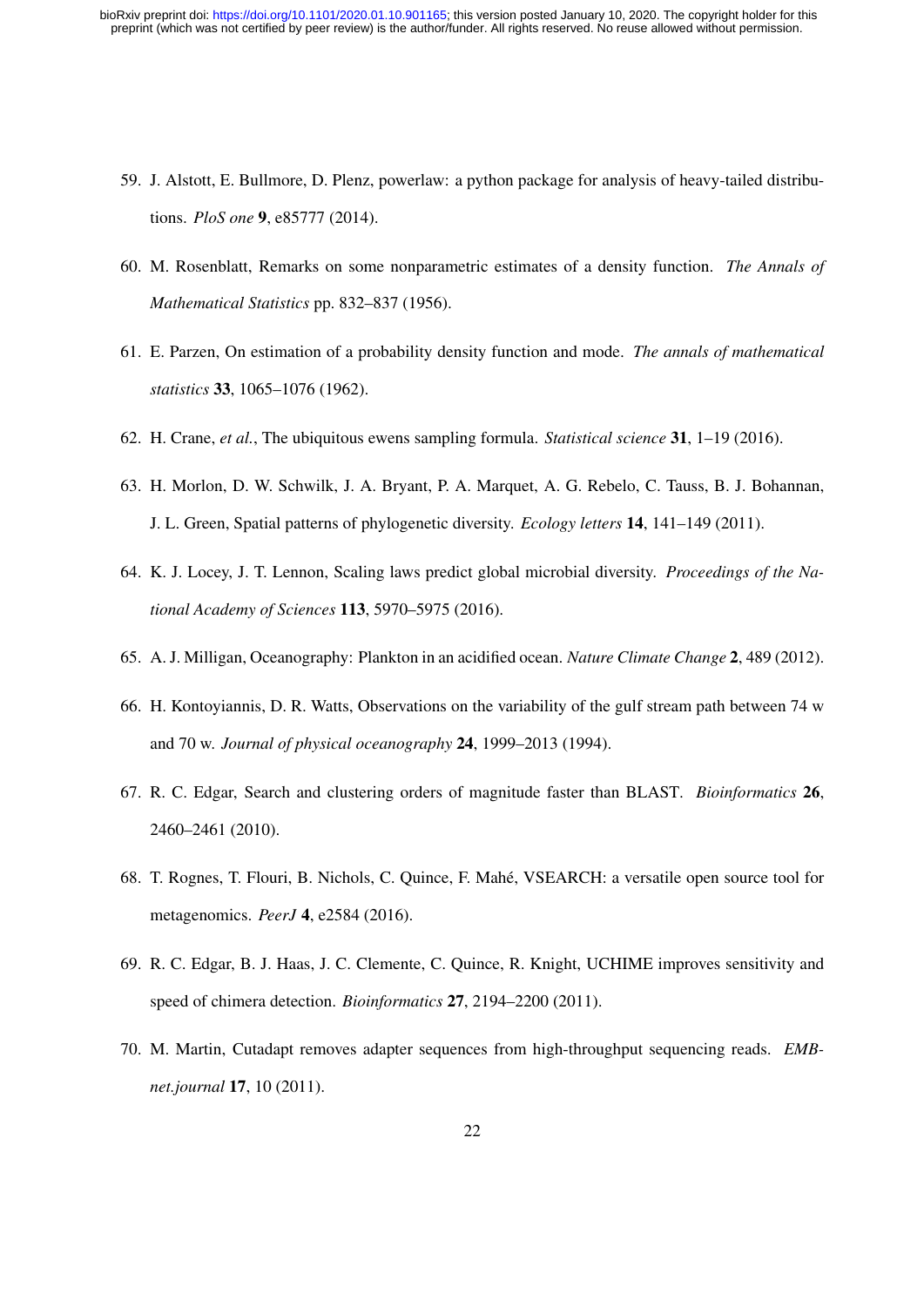59. J. Alstott, E. Bullmore, D. Plenz, powerlaw: a python package for analysis of heavy-tailed distributions. *PloS one* **9**, e85777 (2014).

60. M. Rosenblatt, Remarks on some nonparametric estimates of a density function. *The Annals of Mathematical Statistics* pp. 832–837 (1956).

61. E. Parzen, On estimation of a probability density function and mode. *The annals of mathematical statistics* **33**, 1065–1076 (1962).

62. H. Crane, *et al.*, The ubiquitous ewens sampling formula. *Statistical science* **31**, 1–19 (2016).

63. H. Morlon, D. W. Schwilk, J. A. Bryant, P. A. Marquet, A. G. Rebelo, C. Tauss, B. J. Bohannan, J. L. Green, Spatial patterns of phylogenetic diversity. *Ecology letters* **14**, 141–149 (2011).

64. K. J. Locey, J. T. Lennon, Scaling laws predict global microbial diversity. *Proceedings of the National Academy of Sciences* **113**, 5970–5975 (2016).

65. A. J. Milligan, Oceanography: Plankton in an acidified ocean. *Nature Climate Change* **2**, 489 (2012).

66. H. Kontoyiannis, D. R. Watts, Observations on the variability of the gulf stream path between 74 w and 70 w. *Journal of physical oceanography* **24**, 1999–2013 (1994).

67. R. C. Edgar, Search and clustering orders of magnitude faster than BLAST. *Bioinformatics* **26**, 2460–2461 (2010).

68. T. Rognes, T. Flouri, B. Nichols, C. Quince, F. Mahé, VSEARCH: a versatile open source tool for metagenomics. *PeerJ* **4**, e2584 (2016).

69. R. C. Edgar, B. J. Haas, J. C. Clemente, C. Quince, R. Knight, UCHIME improves sensitivity and speed of chimera detection. *Bioinformatics* **27**, 2194–2200 (2011).

70. M. Martin, Cutadapt removes adapter sequences from high-throughput sequencing reads. *EMBnet.journal* **17**, 10 (2011).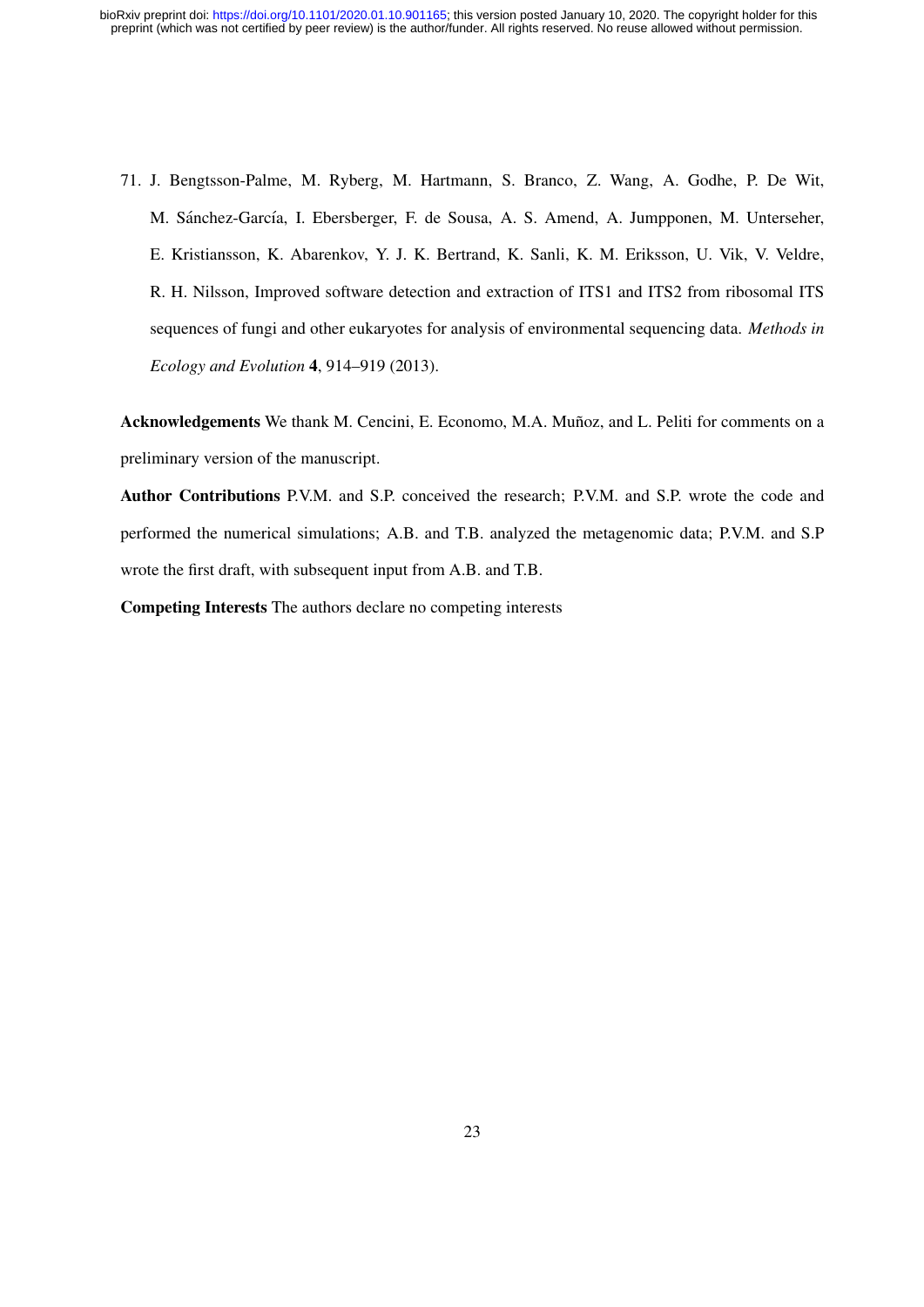71. J. Bengtsson-Palme, M. Ryberg, M. Hartmann, S. Branco, Z. Wang, A. Godhe, P. De Wit, M. Sánchez-García, I. Ebersberger, F. de Sousa, A. S. Amend, A. Jumpponen, M. Unterseher, E. Kristiansson, K. Abarenkov, Y. J. K. Bertrand, K. Sanli, K. M. Eriksson, U. Vik, V. Veldre, R. H. Nilsson, Improved software detection and extraction of ITS1 and ITS2 from ribosomal ITS sequences of fungi and other eukaryotes for analysis of environmental sequencing data. *Methods in Ecology and Evolution* **4**, 914–919 (2013).

**Acknowledgements** We thank M. Cencini, E. Economo, M.A. Muñoz, and L. Peliti for comments on a preliminary version of the manuscript.

**Author Contributions** P.V.M. and S.P. conceived the research; P.V.M. and S.P. wrote the code and performed the numerical simulations; A.B. and T.B. analyzed the metagenomic data; P.V.M. and S.P wrote the first draft, with subsequent input from A.B. and T.B.

**Competing Interests** The authors declare no competing interests